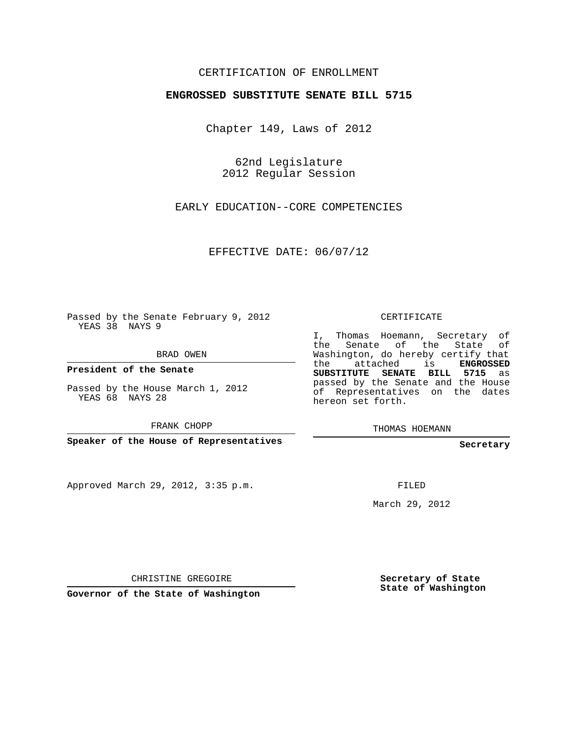CERTIFICATION OF ENROLLMENT

**ENGROSSED SUBSTITUTE SENATE BILL 5715**

Chapter 149, Laws of 2012

62nd Legislature
2012 Regular Session

EARLY EDUCATION--CORE COMPETENCIES

EFFECTIVE DATE: 06/07/12

Passed by the Senate February 9, 2012
YEAS 38 NAYS 9

BRAD OWEN

**President of the Senate**

Passed by the House March 1, 2012
YEAS 68 NAYS 28

FRANK CHOPP

**Speaker of the House of Representatives**

CERTIFICATE

I, Thomas Hoemann, Secretary of the Senate of the State of Washington, do hereby certify that the attached is **ENGROSSED SUBSTITUTE SENATE BILL 5715** as passed by the Senate and the House of Representatives on the dates hereon set forth.

THOMAS HOEMANN

**Secretary**

Approved March 29, 2012, 3:35 p.m.

FILED

March 29, 2012

CHRISTINE GREGOIRE

**Governor of the State of Washington**

**Secretary of State**
**State of Washington**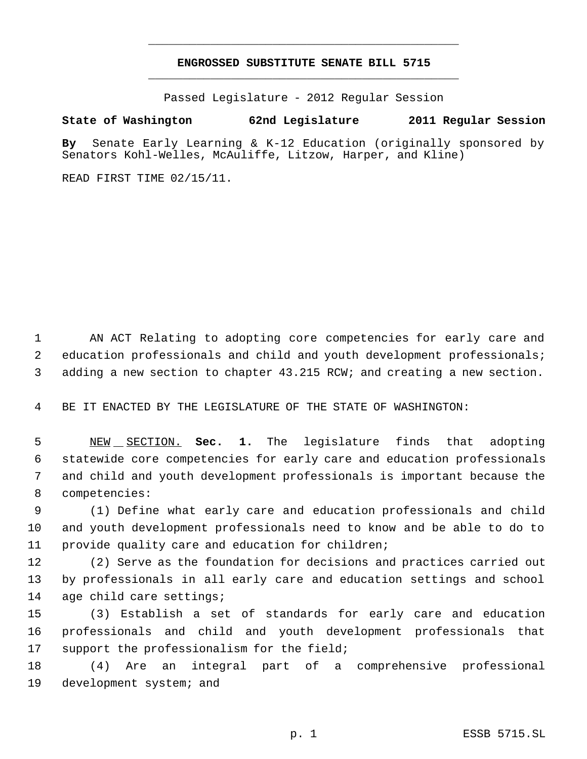# ENGROSSED SUBSTITUTE SENATE BILL 5715

Passed Legislature - 2012 Regular Session

**State of Washington 62nd Legislature 2011 Regular Session**

**By** Senate Early Learning & K-12 Education (originally sponsored by Senators Kohl-Welles, McAuliffe, Litzow, Harper, and Kline)

READ FIRST TIME 02/15/11.

AN ACT Relating to adopting core competencies for early care and education professionals and child and youth development professionals; adding a new section to chapter 43.215 RCW; and creating a new section.

BE IT ENACTED BY THE LEGISLATURE OF THE STATE OF WASHINGTON:

NEW SECTION. **Sec. 1.** The legislature finds that adopting statewide core competencies for early care and education professionals and child and youth development professionals is important because the competencies:

(1) Define what early care and education professionals and child and youth development professionals need to know and be able to do to provide quality care and education for children;

(2) Serve as the foundation for decisions and practices carried out by professionals in all early care and education settings and school age child care settings;

(3) Establish a set of standards for early care and education professionals and child and youth development professionals that support the professionalism for the field;

(4) Are an integral part of a comprehensive professional development system; and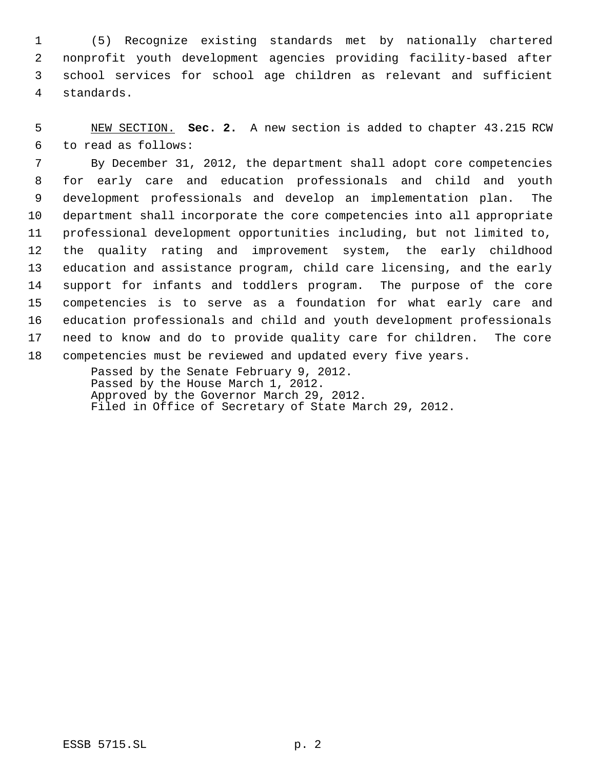(5) Recognize existing standards met by nationally chartered nonprofit youth development agencies providing facility-based after school services for school age children as relevant and sufficient standards.

NEW SECTION. **Sec. 2.** A new section is added to chapter 43.215 RCW to read as follows:

By December 31, 2012, the department shall adopt core competencies for early care and education professionals and child and youth development professionals and develop an implementation plan. The department shall incorporate the core competencies into all appropriate professional development opportunities including, but not limited to, the quality rating and improvement system, the early childhood education and assistance program, child care licensing, and the early support for infants and toddlers program. The purpose of the core competencies is to serve as a foundation for what early care and education professionals and child and youth development professionals need to know and do to provide quality care for children. The core competencies must be reviewed and updated every five years.

Passed by the Senate February 9, 2012.
Passed by the House March 1, 2012.
Approved by the Governor March 29, 2012.
Filed in Office of Secretary of State March 29, 2012.